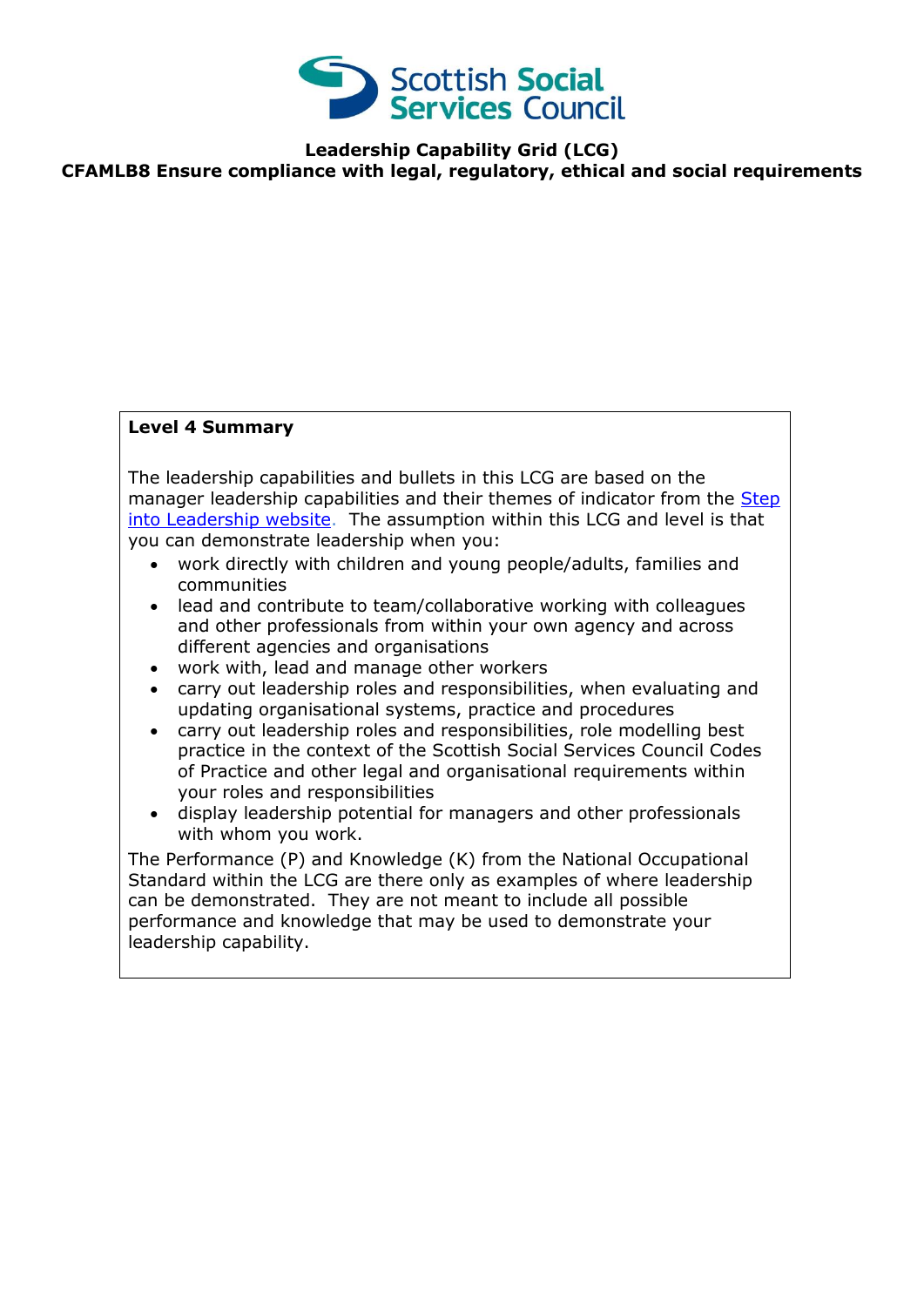Scottish Social Services Council

**Leadership Capability Grid (LCG)**
**CFAMLB8 Ensure compliance with legal, regulatory, ethical and social requirements**

**Level 4 Summary**

The leadership capabilities and bullets in this LCG are based on the manager leadership capabilities and their themes of indicator from the Step into Leadership website. The assumption within this LCG and level is that you can demonstrate leadership when you:

- work directly with children and young people/adults, families and communities
- lead and contribute to team/collaborative working with colleagues and other professionals from within your own agency and across different agencies and organisations
- work with, lead and manage other workers
- carry out leadership roles and responsibilities, when evaluating and updating organisational systems, practice and procedures
- carry out leadership roles and responsibilities, role modelling best practice in the context of the Scottish Social Services Council Codes of Practice and other legal and organisational requirements within your roles and responsibilities
- display leadership potential for managers and other professionals with whom you work.

The Performance (P) and Knowledge (K) from the National Occupational Standard within the LCG are there only as examples of where leadership can be demonstrated. They are not meant to include all possible performance and knowledge that may be used to demonstrate your leadership capability.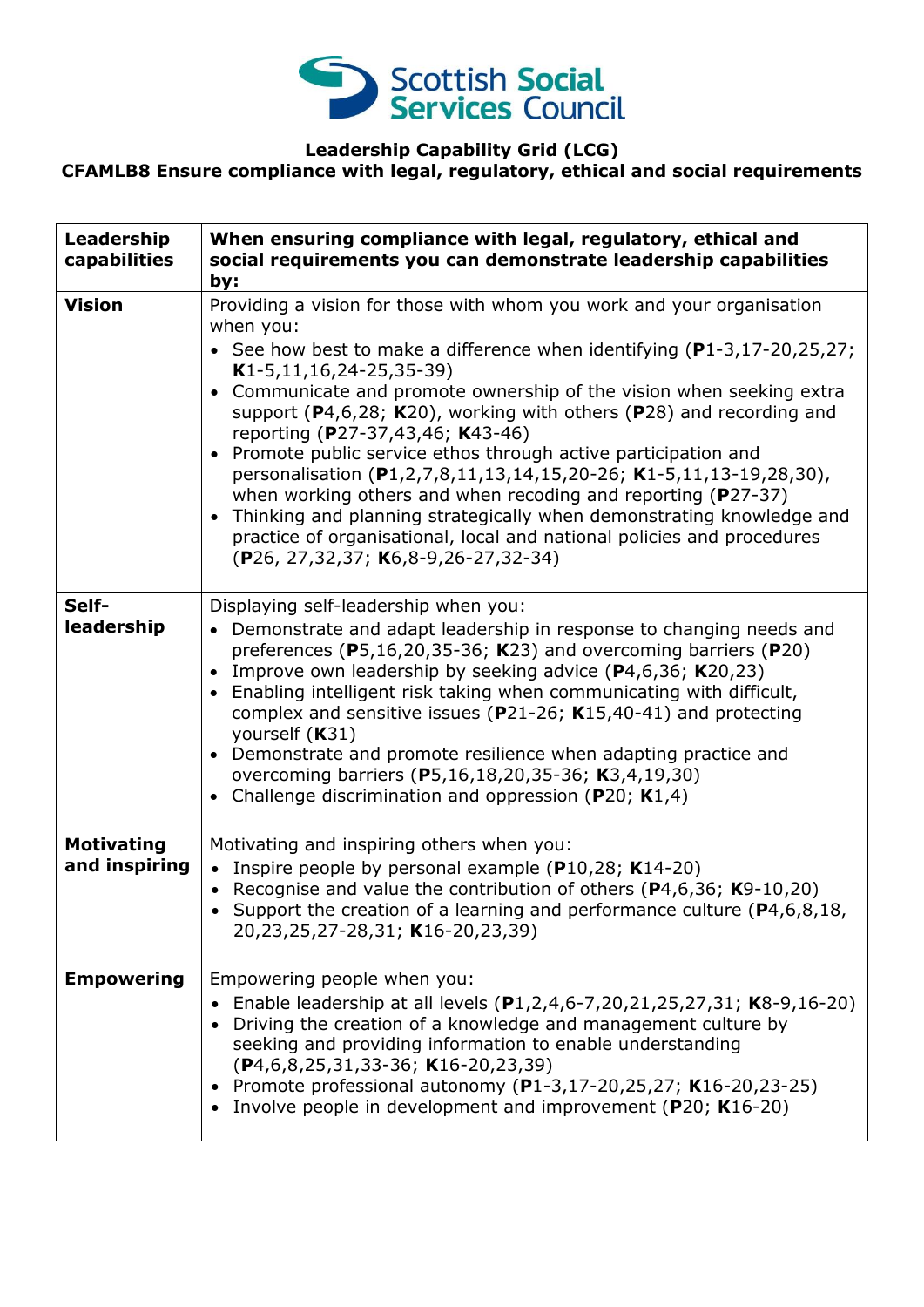Scottish Social Services Council

**Leadership Capability Grid (LCG)**
**CFAMLB8 Ensure compliance with legal, regulatory, ethical and social requirements**

| Leadership capabilities | When ensuring compliance with legal, regulatory, ethical and social requirements you can demonstrate leadership capabilities by: |
|---|---|
| **Vision** | Providing a vision for those with whom you work and your organisation when you: <br>• See how best to make a difference when identifying (**P**1-3,17-20,25,27; **K**1-5,11,16,24-25,35-39) <br>• Communicate and promote ownership of the vision when seeking extra support (**P**4,6,28; **K**20), working with others (**P**28) and recording and reporting (**P**27-37,43,46; **K**43-46) <br>• Promote public service ethos through active participation and personalisation (**P**1,2,7,8,11,13,14,15,20-26; **K**1-5,11,13-19,28,30), when working others and when recoding and reporting (**P**27-37) <br>• Thinking and planning strategically when demonstrating knowledge and practice of organisational, local and national policies and procedures (**P**26, 27,32,37; **K**6,8-9,26-27,32-34) |
| **Self-leadership** | Displaying self-leadership when you: <br>• Demonstrate and adapt leadership in response to changing needs and preferences (**P**5,16,20,35-36; **K**23) and overcoming barriers (**P**20) <br>• Improve own leadership by seeking advice (**P**4,6,36; **K**20,23) <br>• Enabling intelligent risk taking when communicating with difficult, complex and sensitive issues (**P**21-26; **K**15,40-41) and protecting yourself (**K**31) <br>• Demonstrate and promote resilience when adapting practice and overcoming barriers (**P**5,16,18,20,35-36; **K**3,4,19,30) <br>• Challenge discrimination and oppression (**P**20; **K**1,4) |
| **Motivating and inspiring** | Motivating and inspiring others when you: <br>• Inspire people by personal example (**P**10,28; **K**14-20) <br>• Recognise and value the contribution of others (**P**4,6,36; **K**9-10,20) <br>• Support the creation of a learning and performance culture (**P**4,6,8,18, 20,23,25,27-28,31; **K**16-20,23,39) |
| **Empowering** | Empowering people when you: <br>• Enable leadership at all levels (**P**1,2,4,6-7,20,21,25,27,31; **K**8-9,16-20) <br>• Driving the creation of a knowledge and management culture by seeking and providing information to enable understanding (**P**4,6,8,25,31,33-36; **K**16-20,23,39) <br>• Promote professional autonomy (**P**1-3,17-20,25,27; **K**16-20,23-25) <br>• Involve people in development and improvement (**P**20; **K**16-20) |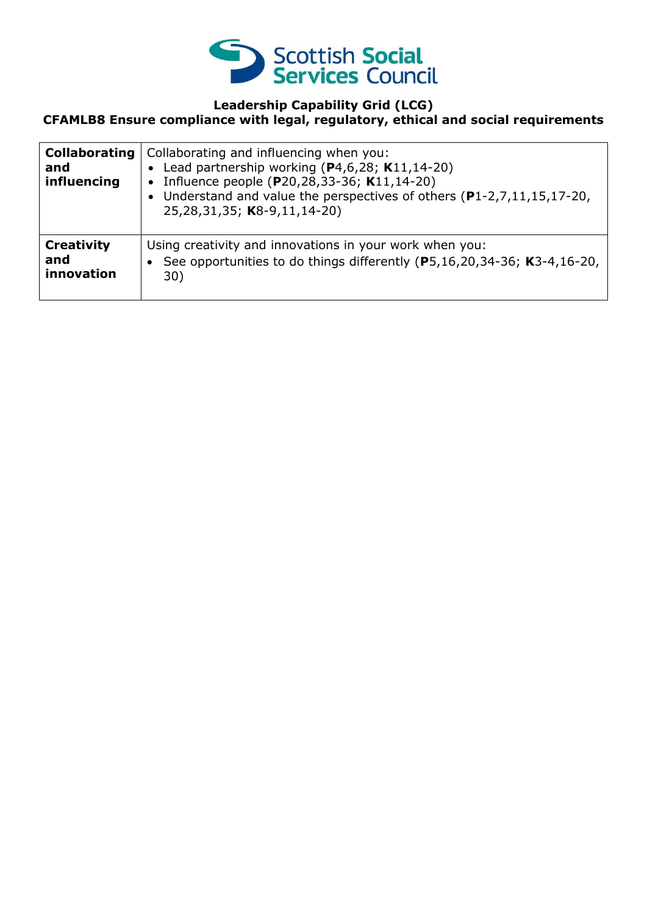| | |
|---|---|
| **Collaborating and influencing** | Collaborating and influencing when you:<br>• Lead partnership working (**P**4,6,28; **K**11,14-20)<br>• Influence people (**P**20,28,33-36; **K**11,14-20)<br>• Understand and value the perspectives of others (**P**1-2,7,11,15,17-20, 25,28,31,35; **K**8-9,11,14-20) |
| **Creativity and innovation** | Using creativity and innovations in your work when you:<br>• See opportunities to do things differently (**P**5,16,20,34-36; **K**3-4,16-20, 30) |